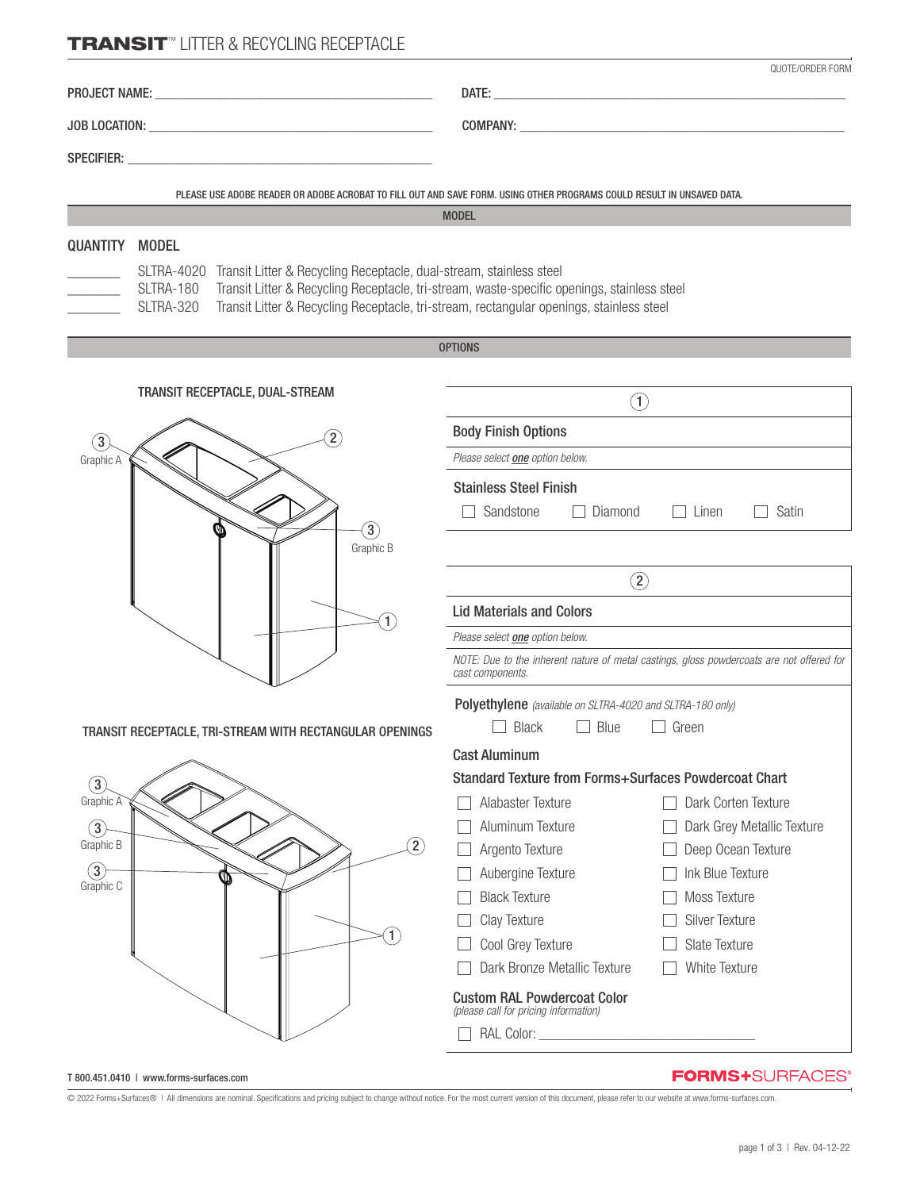# TRANSIT™ LITTER & RECYCLING RECEPTACLE

QUOTE/ORDER FORM

PROJECT NAME: ____________________________ DATE: ____________________________

JOB LOCATION: ____________________________ COMPANY: ____________________________

SPECIFIER: ____________________________

PLEASE USE ADOBE READER OR ADOBE ACROBAT TO FILL OUT AND SAVE FORM. USING OTHER PROGRAMS COULD RESULT IN UNSAVED DATA.

## MODEL

| QUANTITY | MODEL | |
|---|---|---|
| ________ | SLTRA-4020 | Transit Litter & Recycling Receptacle, dual-stream, stainless steel |
| ________ | SLTRA-180 | Transit Litter & Recycling Receptacle, tri-stream, waste-specific openings, stainless steel |
| ________ | SLTRA-320 | Transit Litter & Recycling Receptacle, tri-stream, rectangular openings, stainless steel |

## OPTIONS

TRANSIT RECEPTACLE, DUAL-STREAM

(3) Graphic A, (2), (3) Graphic B, (1)

TRANSIT RECEPTACLE, TRI-STREAM WITH RECTANGULAR OPENINGS

(3) Graphic A, (3) Graphic B, (3) Graphic C, (2), (1)

### (1) Body Finish Options

*Please select **one** option below.*

**Stainless Steel Finish**

- ☐ Sandstone ☐ Diamond ☐ Linen ☐ Satin

### (2) Lid Materials and Colors

*Please select **one** option below.*

*NOTE: Due to the inherent nature of metal castings, gloss powdercoats are not offered for cast components.*

**Polyethylene** *(available on SLTRA-4020 and SLTRA-180 only)*

- ☐ Black ☐ Blue ☐ Green

**Cast Aluminum**

**Standard Texture from Forms+Surfaces Powdercoat Chart**

- ☐ Alabaster Texture
- ☐ Aluminum Texture
- ☐ Argento Texture
- ☐ Aubergine Texture
- ☐ Black Texture
- ☐ Clay Texture
- ☐ Cool Grey Texture
- ☐ Dark Bronze Metallic Texture
- ☐ Dark Corten Texture
- ☐ Dark Grey Metallic Texture
- ☐ Deep Ocean Texture
- ☐ Ink Blue Texture
- ☐ Moss Texture
- ☐ Silver Texture
- ☐ Slate Texture
- ☐ White Texture

**Custom RAL Powdercoat Color**
*(please call for pricing information)*

- ☐ RAL Color: ____________________________

T 800.451.0410 | www.forms-surfaces.com

FORMS+SURFACES®

© 2022 Forms+Surfaces® | All dimensions are nominal. Specifications and pricing subject to change without notice. For the most current version of this document, please refer to our website at www.forms-surfaces.com.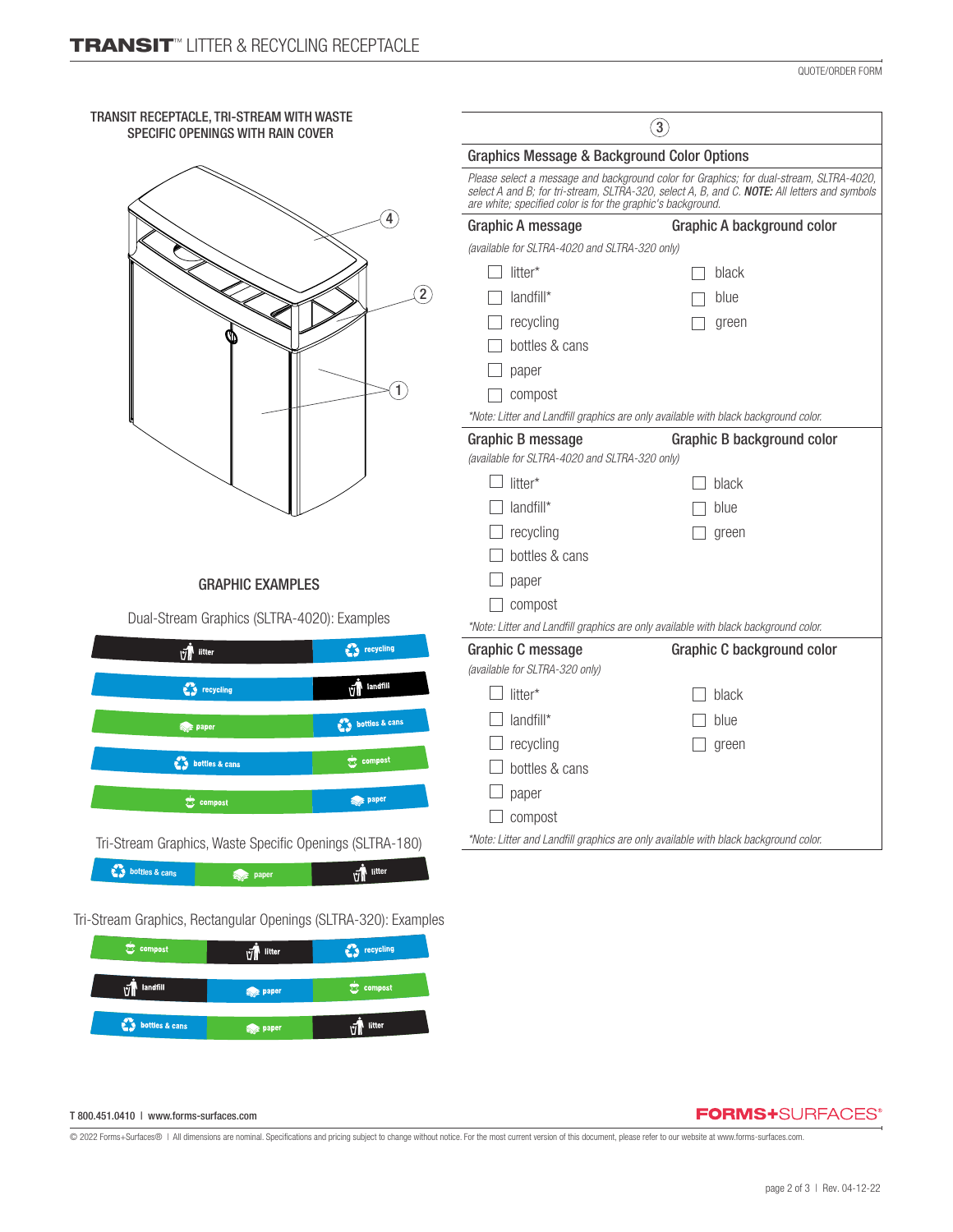QUOTE/ORDER FORM

### TRANSIT RECEPTACLE, TRI-STREAM WITH WASTE SPECIFIC OPENINGS WITH RAIN COVER

4

2

1

### GRAPHIC EXAMPLES

Dual-Stream Graphics (SLTRA-4020): Examples

| | |
|---|---|
| litter | recycling |
| recycling | landfill |
| paper | bottles & cans |
| bottles & cans | compost |
| compost | paper |

Tri-Stream Graphics, Waste Specific Openings (SLTRA-180)

| | | |
|---|---|---|
| bottles & cans | paper | litter |

Tri-Stream Graphics, Rectangular Openings (SLTRA-320): Examples

| | | |
|---|---|---|
| compost | litter | recycling |
| landfill | paper | compost |
| bottles & cans | paper | litter |

3

## Graphics Message & Background Color Options

*Please select a message and background color for Graphics; for dual-stream, SLTRA-4020, select A and B; for tri-stream, SLTRA-320, select A, B, and C. **NOTE:** All letters and symbols are white; specified color is for the graphic's background.*

| Graphic A message | Graphic A background color |
|---|---|
| *(available for SLTRA-4020 and SLTRA-320 only)* | |
| ☐ litter* | ☐ black |
| ☐ landfill* | ☐ blue |
| ☐ recycling | ☐ green |
| ☐ bottles & cans | |
| ☐ paper | |
| ☐ compost | |

*\*Note: Litter and Landfill graphics are only available with black background color.*

| Graphic B message | Graphic B background color |
|---|---|
| *(available for SLTRA-4020 and SLTRA-320 only)* | |
| ☐ litter* | ☐ black |
| ☐ landfill* | ☐ blue |
| ☐ recycling | ☐ green |
| ☐ bottles & cans | |
| ☐ paper | |
| ☐ compost | |

*\*Note: Litter and Landfill graphics are only available with black background color.*

| Graphic C message | Graphic C background color |
|---|---|
| *(available for SLTRA-320 only)* | |
| ☐ litter* | ☐ black |
| ☐ landfill* | ☐ blue |
| ☐ recycling | ☐ green |
| ☐ bottles & cans | |
| ☐ paper | |
| ☐ compost | |

*\*Note: Litter and Landfill graphics are only available with black background color.*

T 800.451.0410 | www.forms-surfaces.com

© 2022 Forms+Surfaces® | All dimensions are nominal. Specifications and pricing subject to change without notice. For the most current version of this document, please refer to our website at www.forms-surfaces.com.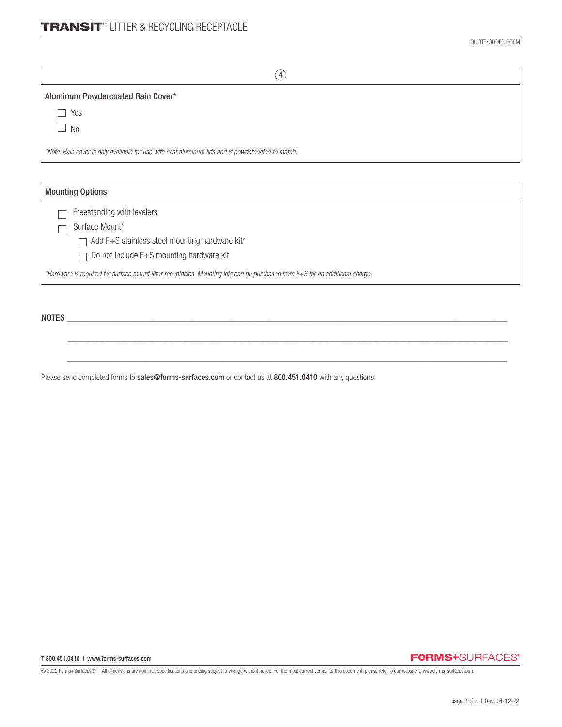4

## Aluminum Powdercoated Rain Cover*

- ☐ Yes
- ☐ No

*\*Note: Rain cover is only available for use with cast aluminum lids and is powdercoated to match.*

## Mounting Options

- ☐ Freestanding with levelers
- ☐ Surface Mount*
  - ☐ Add F+S stainless steel mounting hardware kit*
  - ☐ Do not include F+S mounting hardware kit

*\*Hardware is required for surface mount litter receptacles. Mounting kits can be purchased from F+S for an additional charge.*

NOTES ______________________________________________________________________________

______________________________________________________________________________

______________________________________________________________________________

Please send completed forms to **sales@forms-surfaces.com** or contact us at **800.451.0410** with any questions.